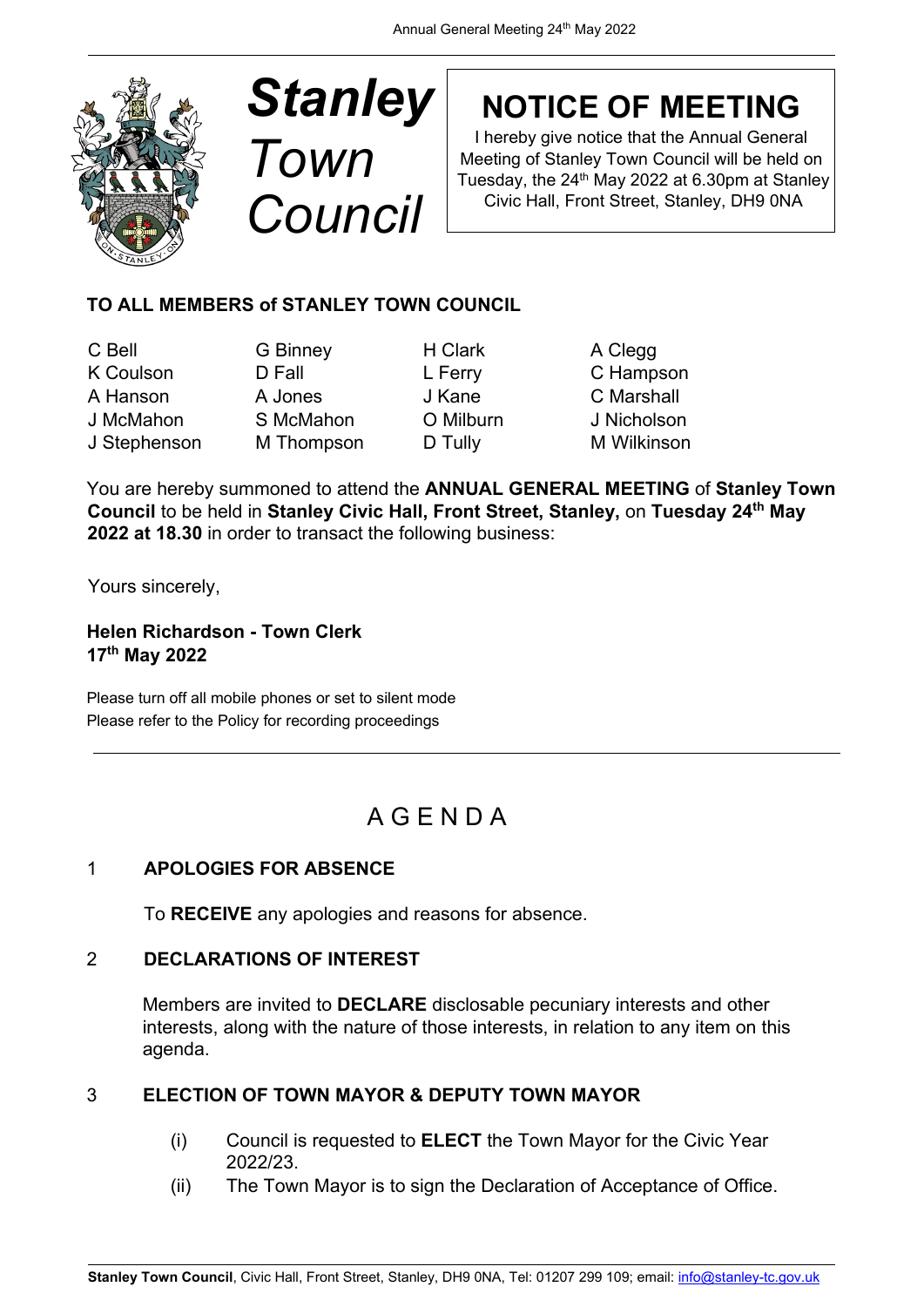# *Stanley Town Council*

## NOTICE OF MEETING

I hereby give notice that the Annual General Meeting of Stanley Town Council will be held on Tuesday, the 24th May 2022 at 6.30pm at Stanley Civic Hall, Front Street, Stanley, DH9 0NA

**TO ALL MEMBERS of STANLEY TOWN COUNCIL**

| | | | |
|---|---|---|---|
| C Bell | G Binney | H Clark | A Clegg |
| K Coulson | D Fall | L Ferry | C Hampson |
| A Hanson | A Jones | J Kane | C Marshall |
| J McMahon | S McMahon | O Milburn | J Nicholson |
| J Stephenson | M Thompson | D Tully | M Wilkinson |

You are hereby summoned to attend the **ANNUAL GENERAL MEETING** of **Stanley Town Council** to be held in **Stanley Civic Hall, Front Street, Stanley,** on **Tuesday 24th May 2022 at 18.30** in order to transact the following business:

Yours sincerely,

**Helen Richardson - Town Clerk**
**17th May 2022**

Please turn off all mobile phones or set to silent mode
Please refer to the Policy for recording proceedings

---

# A G E N D A

## 1 APOLOGIES FOR ABSENCE

To **RECEIVE** any apologies and reasons for absence.

## 2 DECLARATIONS OF INTEREST

Members are invited to **DECLARE** disclosable pecuniary interests and other interests, along with the nature of those interests, in relation to any item on this agenda.

## 3 ELECTION OF TOWN MAYOR & DEPUTY TOWN MAYOR

(i) Council is requested to **ELECT** the Town Mayor for the Civic Year 2022/23.

(ii) The Town Mayor is to sign the Declaration of Acceptance of Office.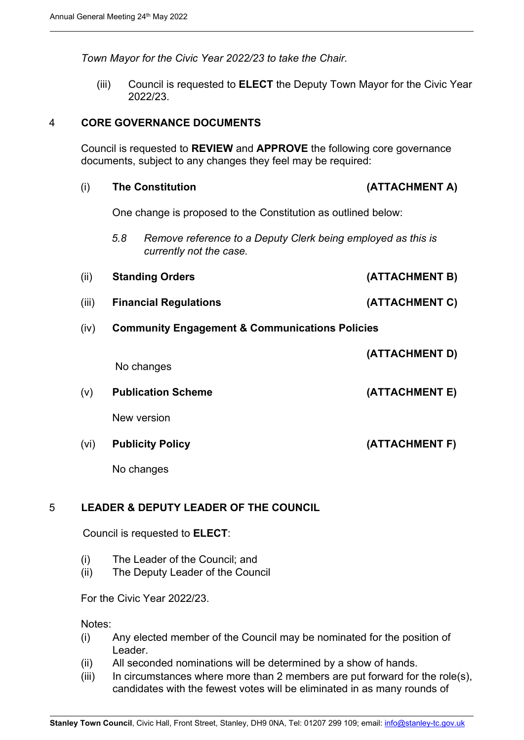*Town Mayor for the Civic Year 2022/23 to take the Chair.*

(iii) Council is requested to **ELECT** the Deputy Town Mayor for the Civic Year 2022/23.

## 4 CORE GOVERNANCE DOCUMENTS

Council is requested to **REVIEW** and **APPROVE** the following core governance documents, subject to any changes they feel may be required:

(i) **The Constitution** **(ATTACHMENT A)**

One change is proposed to the Constitution as outlined below:

*5.8 Remove reference to a Deputy Clerk being employed as this is currently not the case.*

(ii) **Standing Orders** **(ATTACHMENT B)**

(iii) **Financial Regulations** **(ATTACHMENT C)**

(iv) **Community Engagement & Communications Policies** **(ATTACHMENT D)**

No changes

(v) **Publication Scheme** **(ATTACHMENT E)**

New version

(vi) **Publicity Policy** **(ATTACHMENT F)**

No changes

## 5 LEADER & DEPUTY LEADER OF THE COUNCIL

Council is requested to **ELECT**:

(i) The Leader of the Council; and
(ii) The Deputy Leader of the Council

For the Civic Year 2022/23.

Notes:

(i) Any elected member of the Council may be nominated for the position of Leader.
(ii) All seconded nominations will be determined by a show of hands.
(iii) In circumstances where more than 2 members are put forward for the role(s), candidates with the fewest votes will be eliminated in as many rounds of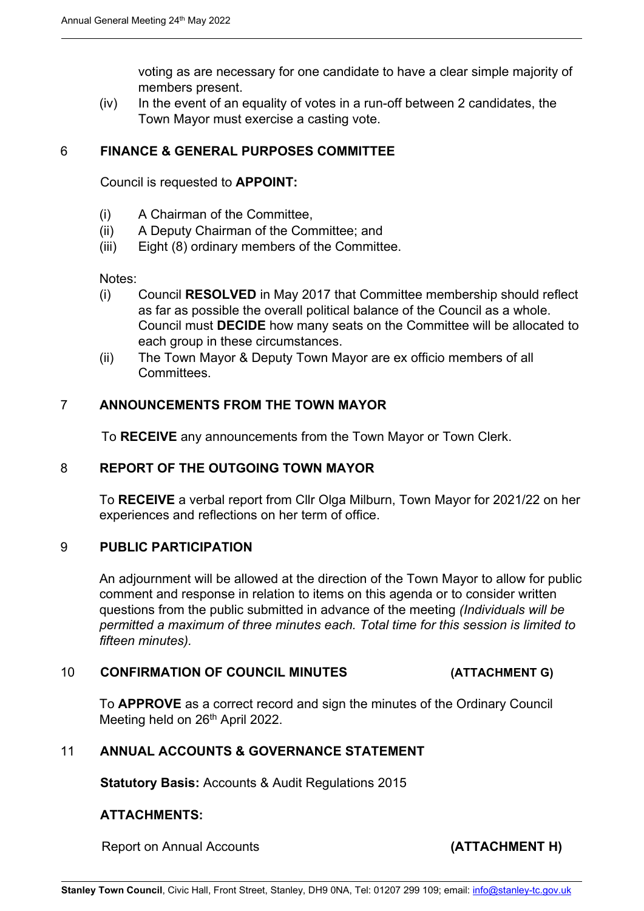voting as are necessary for one candidate to have a clear simple majority of members present.

(iv) In the event of an equality of votes in a run-off between 2 candidates, the Town Mayor must exercise a casting vote.

## 6 FINANCE & GENERAL PURPOSES COMMITTEE

Council is requested to **APPOINT:**

(i) A Chairman of the Committee,
(ii) A Deputy Chairman of the Committee; and
(iii) Eight (8) ordinary members of the Committee.

Notes:

(i) Council **RESOLVED** in May 2017 that Committee membership should reflect as far as possible the overall political balance of the Council as a whole. Council must **DECIDE** how many seats on the Committee will be allocated to each group in these circumstances.
(ii) The Town Mayor & Deputy Town Mayor are ex officio members of all Committees.

## 7 ANNOUNCEMENTS FROM THE TOWN MAYOR

To **RECEIVE** any announcements from the Town Mayor or Town Clerk.

## 8 REPORT OF THE OUTGOING TOWN MAYOR

To **RECEIVE** a verbal report from Cllr Olga Milburn, Town Mayor for 2021/22 on her experiences and reflections on her term of office.

## 9 PUBLIC PARTICIPATION

An adjournment will be allowed at the direction of the Town Mayor to allow for public comment and response in relation to items on this agenda or to consider written questions from the public submitted in advance of the meeting *(Individuals will be permitted a maximum of three minutes each. Total time for this session is limited to fifteen minutes).*

## 10 CONFIRMATION OF COUNCIL MINUTES **(ATTACHMENT G)**

To **APPROVE** as a correct record and sign the minutes of the Ordinary Council Meeting held on 26th April 2022.

## 11 ANNUAL ACCOUNTS & GOVERNANCE STATEMENT

**Statutory Basis:** Accounts & Audit Regulations 2015

**ATTACHMENTS:**

Report on Annual Accounts **(ATTACHMENT H)**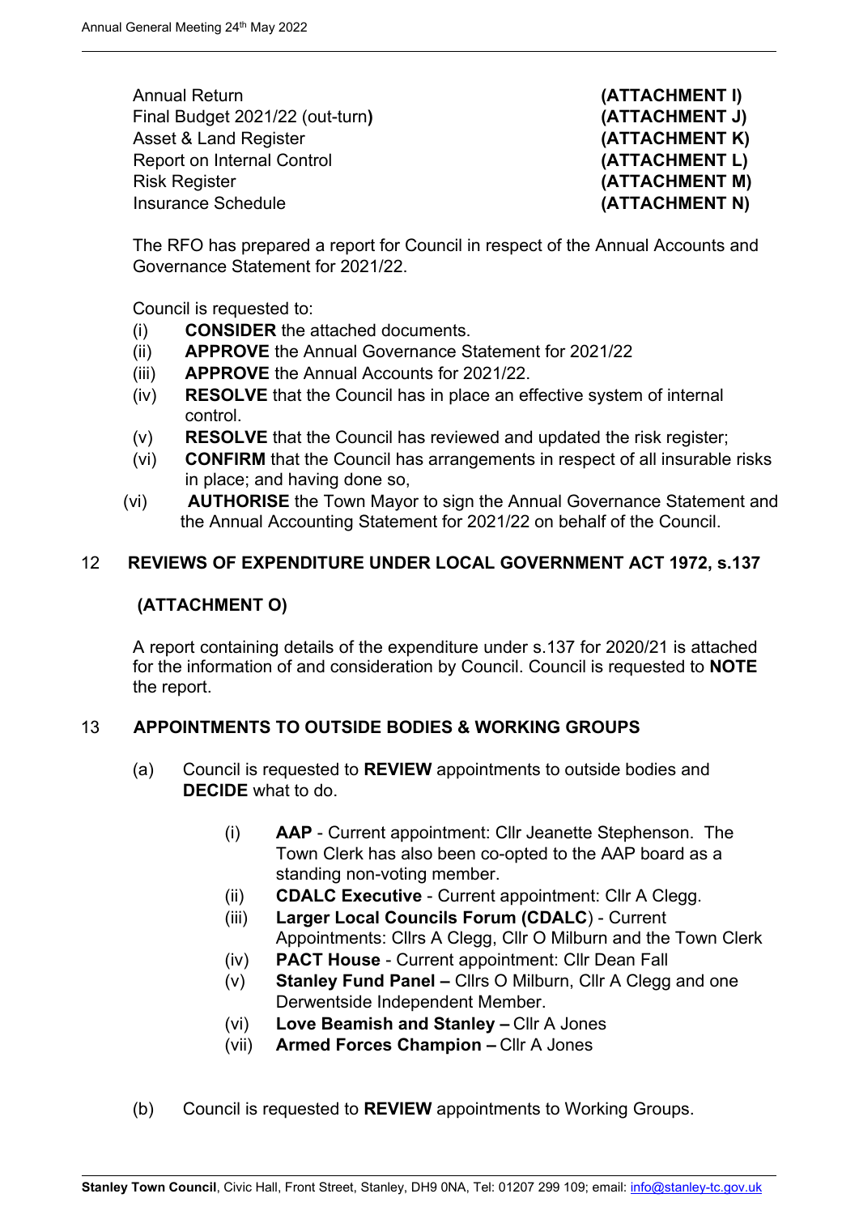| | |
|---|---|
| Annual Return | **(ATTACHMENT I)** |
| Final Budget 2021/22 (out-turn**)** | **(ATTACHMENT J)** |
| Asset & Land Register | **(ATTACHMENT K)** |
| Report on Internal Control | **(ATTACHMENT L)** |
| Risk Register | **(ATTACHMENT M)** |
| Insurance Schedule | **(ATTACHMENT N)** |

The RFO has prepared a report for Council in respect of the Annual Accounts and Governance Statement for 2021/22.

Council is requested to:

(i) **CONSIDER** the attached documents.
(ii) **APPROVE** the Annual Governance Statement for 2021/22
(iii) **APPROVE** the Annual Accounts for 2021/22.
(iv) **RESOLVE** that the Council has in place an effective system of internal control.
(v) **RESOLVE** that the Council has reviewed and updated the risk register;
(vi) **CONFIRM** that the Council has arrangements in respect of all insurable risks in place; and having done so,
(vi) **AUTHORISE** the Town Mayor to sign the Annual Governance Statement and the Annual Accounting Statement for 2021/22 on behalf of the Council.

## 12 REVIEWS OF EXPENDITURE UNDER LOCAL GOVERNMENT ACT 1972, s.137

**(ATTACHMENT O)**

A report containing details of the expenditure under s.137 for 2020/21 is attached for the information of and consideration by Council. Council is requested to **NOTE** the report.

## 13 APPOINTMENTS TO OUTSIDE BODIES & WORKING GROUPS

(a) Council is requested to **REVIEW** appointments to outside bodies and **DECIDE** what to do.

(i) **AAP** - Current appointment: Cllr Jeanette Stephenson. The Town Clerk has also been co-opted to the AAP board as a standing non-voting member.
(ii) **CDALC Executive** - Current appointment: Cllr A Clegg.
(iii) **Larger Local Councils Forum (CDALC**) - Current Appointments: Cllrs A Clegg, Cllr O Milburn and the Town Clerk
(iv) **PACT House** - Current appointment: Cllr Dean Fall
(v) **Stanley Fund Panel –** Cllrs O Milburn, Cllr A Clegg and one Derwentside Independent Member.
(vi) **Love Beamish and Stanley –** Cllr A Jones
(vii) **Armed Forces Champion –** Cllr A Jones

(b) Council is requested to **REVIEW** appointments to Working Groups.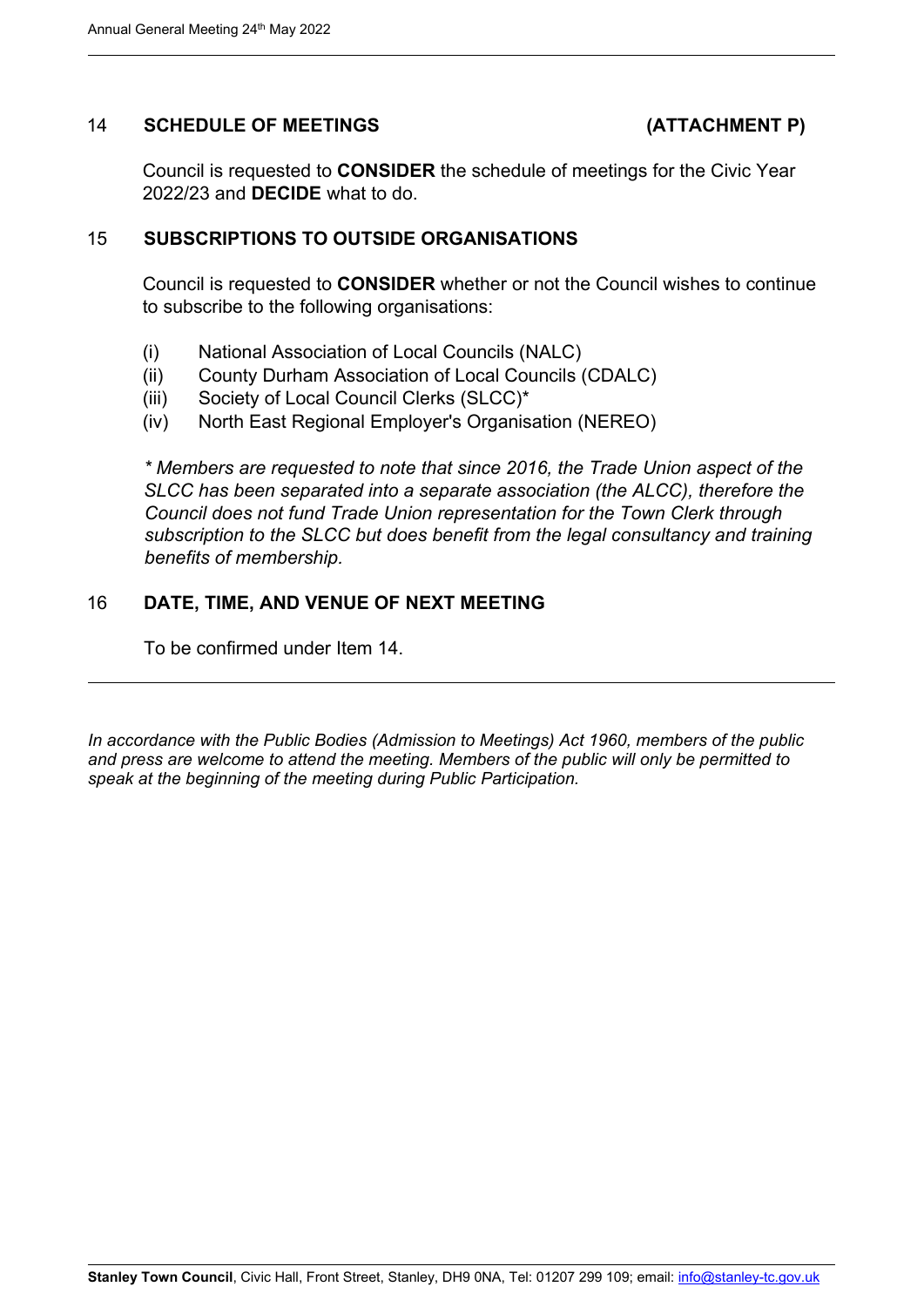## 14 SCHEDULE OF MEETINGS (ATTACHMENT P)

Council is requested to **CONSIDER** the schedule of meetings for the Civic Year 2022/23 and **DECIDE** what to do.

## 15 SUBSCRIPTIONS TO OUTSIDE ORGANISATIONS

Council is requested to **CONSIDER** whether or not the Council wishes to continue to subscribe to the following organisations:

(i) National Association of Local Councils (NALC)
(ii) County Durham Association of Local Councils (CDALC)
(iii) Society of Local Council Clerks (SLCC)*
(iv) North East Regional Employer's Organisation (NEREO)

*\* Members are requested to note that since 2016, the Trade Union aspect of the SLCC has been separated into a separate association (the ALCC), therefore the Council does not fund Trade Union representation for the Town Clerk through subscription to the SLCC but does benefit from the legal consultancy and training benefits of membership.*

## 16 DATE, TIME, AND VENUE OF NEXT MEETING

To be confirmed under Item 14.

---

*In accordance with the Public Bodies (Admission to Meetings) Act 1960, members of the public and press are welcome to attend the meeting. Members of the public will only be permitted to speak at the beginning of the meeting during Public Participation.*